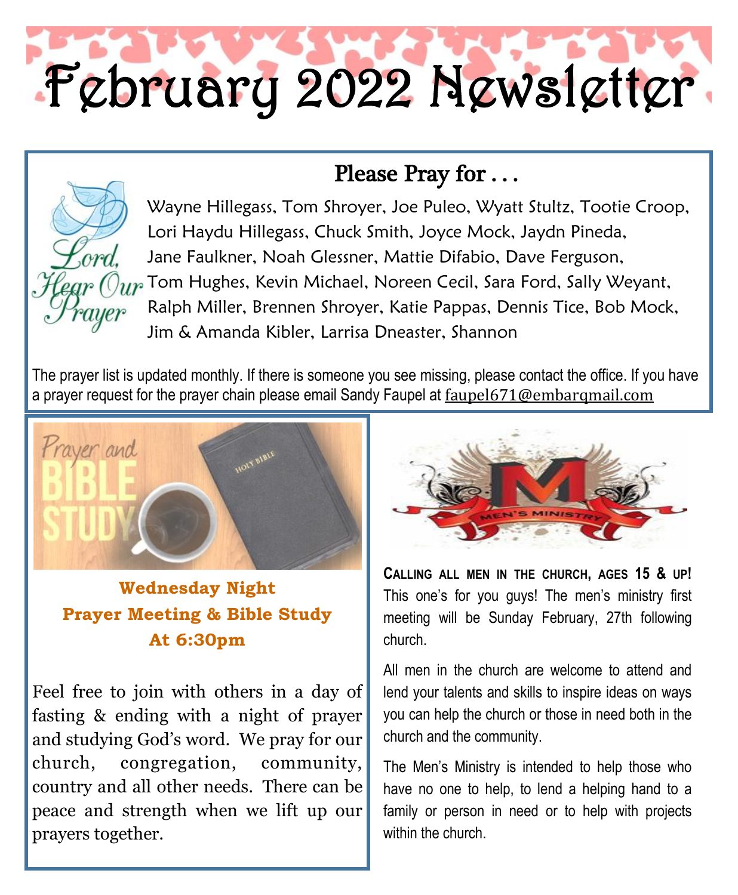# February 2022 Newsletter

## Please Pray for . . .

Wayne Hillegass, Tom Shroyer, Joe Puleo, Wyatt Stultz, Tootie Croop, Lori Haydu Hillegass, Chuck Smith, Joyce Mock, Jaydn Pineda, Jane Faulkner, Noah Glessner, Mattie Difabio, Dave Ferguson, Tom Hughes, Kevin Michael, Noreen Cecil, Sara Ford, Sally Weyant, Ralph Miller, Brennen Shroyer, Katie Pappas, Dennis Tice, Bob Mock, Jim & Amanda Kibler, Larrisa Dneaster, Shannon

The prayer list is updated monthly. If there is someone you see missing, please contact the office. If you have a prayer request for the prayer chain please email Sandy Faupel at faupel671@embarqmail.com

**Wednesday Night**
**Prayer Meeting & Bible Study**
**At 6:30pm**

Feel free to join with others in a day of fasting & ending with a night of prayer and studying God's word. We pray for our church, congregation, community, country and all other needs. There can be peace and strength when we lift up our prayers together.

**Calling all men in the church, ages 15 & up!** This one's for you guys! The men's ministry first meeting will be Sunday February, 27th following church.

All men in the church are welcome to attend and lend your talents and skills to inspire ideas on ways you can help the church or those in need both in the church and the community.

The Men's Ministry is intended to help those who have no one to help, to lend a helping hand to a family or person in need or to help with projects within the church.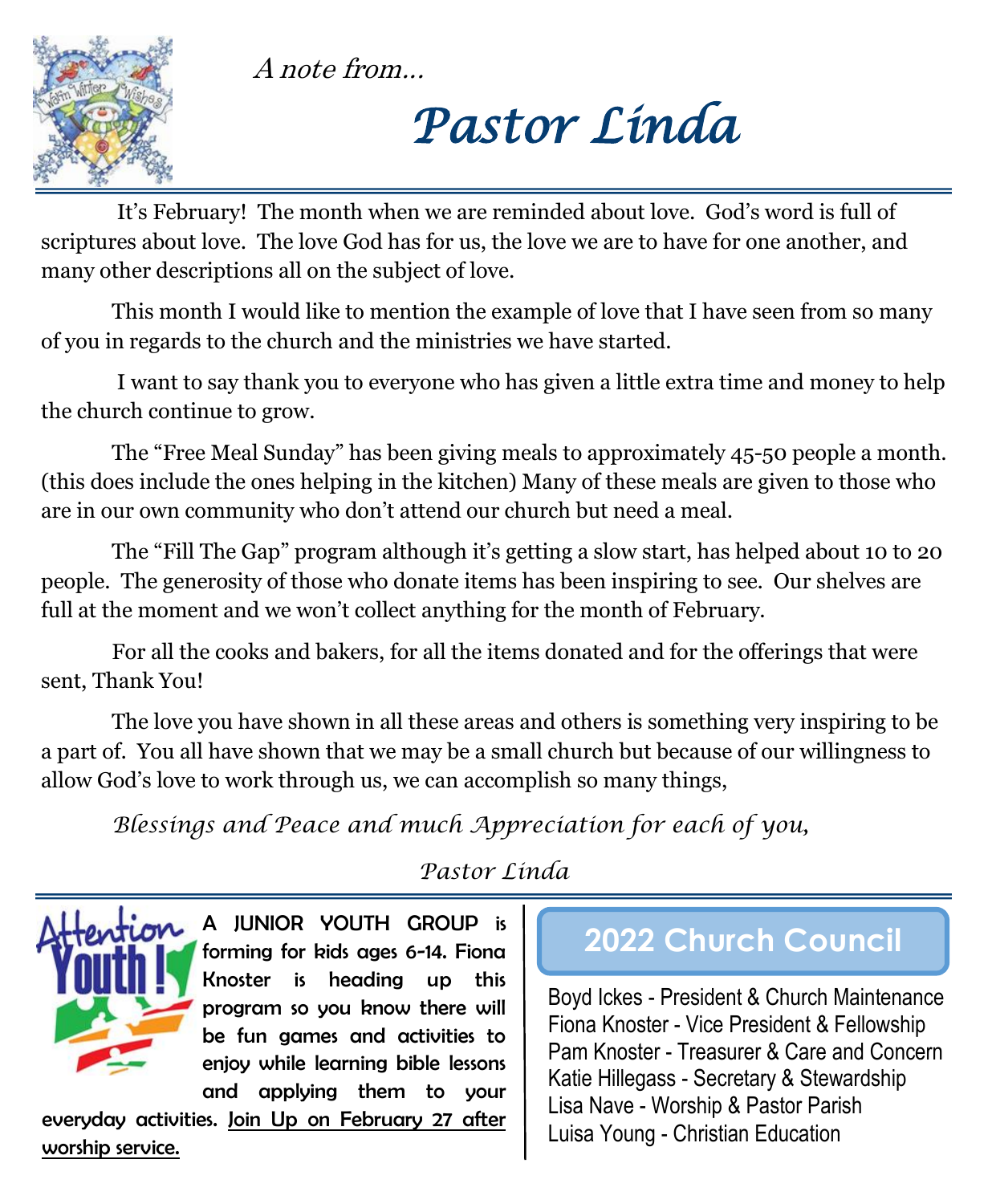*A note from…*

# *Pastor Linda*

It's February! The month when we are reminded about love. God's word is full of scriptures about love. The love God has for us, the love we are to have for one another, and many other descriptions all on the subject of love.

This month I would like to mention the example of love that I have seen from so many of you in regards to the church and the ministries we have started.

I want to say thank you to everyone who has given a little extra time and money to help the church continue to grow.

The "Free Meal Sunday" has been giving meals to approximately 45-50 people a month. (this does include the ones helping in the kitchen) Many of these meals are given to those who are in our own community who don't attend our church but need a meal.

The "Fill The Gap" program although it's getting a slow start, has helped about 10 to 20 people. The generosity of those who donate items has been inspiring to see. Our shelves are full at the moment and we won't collect anything for the month of February.

For all the cooks and bakers, for all the items donated and for the offerings that were sent, Thank You!

The love you have shown in all these areas and others is something very inspiring to be a part of. You all have shown that we may be a small church but because of our willingness to allow God's love to work through us, we can accomplish so many things,

*Blessings and Peace and much Appreciation for each of you,*

*Pastor Linda*

---

**A JUNIOR YOUTH GROUP** is forming for kids ages 6-14. Fiona Knoster is heading up this program so you know there will be fun games and activities to enjoy while learning bible lessons and applying them to your everyday activities. Join Up on February 27 after worship service.

## 2022 Church Council

Boyd Ickes - President & Church Maintenance
Fiona Knoster - Vice President & Fellowship
Pam Knoster - Treasurer & Care and Concern
Katie Hillegass - Secretary & Stewardship
Lisa Nave - Worship & Pastor Parish
Luisa Young - Christian Education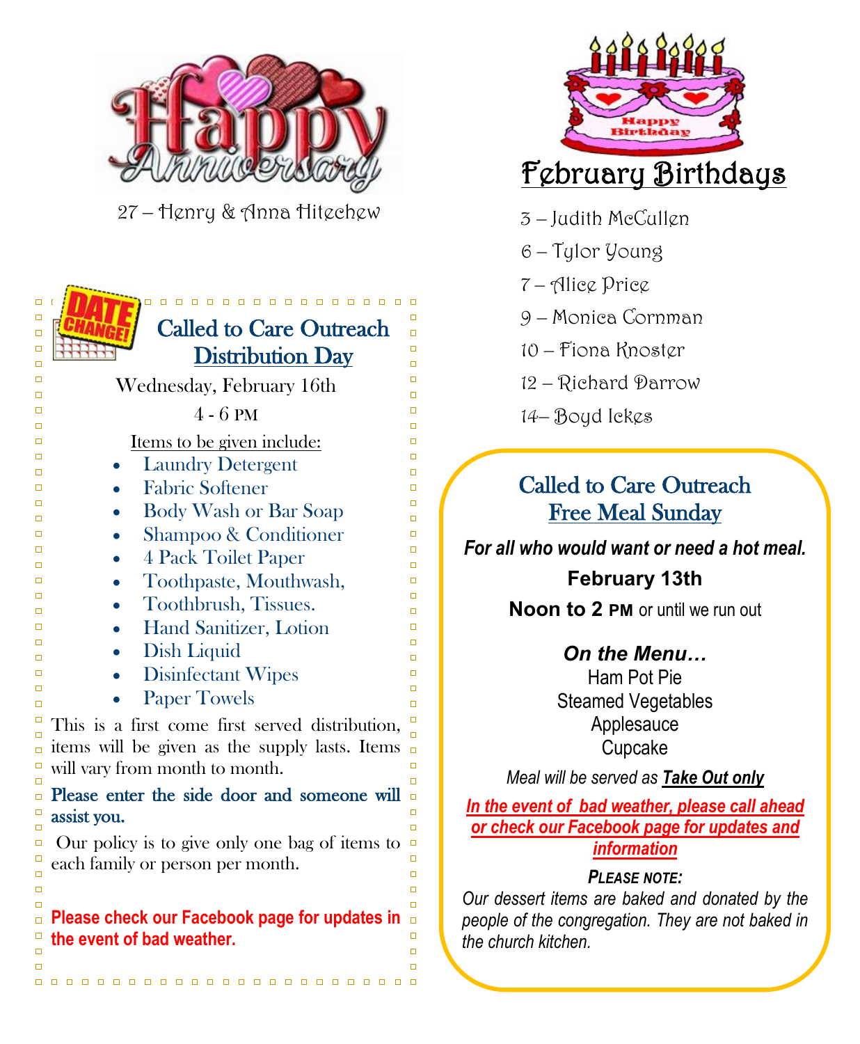## Happy Anniversary

27 – Henry & Anna Hitechew

DATE CHANGE!

## Called to Care Outreach Distribution Day

Wednesday, February 16th

4 - 6 PM

Items to be given include:

- Laundry Detergent
- Fabric Softener
- Body Wash or Bar Soap
- Shampoo & Conditioner
- 4 Pack Toilet Paper
- Toothpaste, Mouthwash,
- Toothbrush, Tissues.
- Hand Sanitizer, Lotion
- Dish Liquid
- Disinfectant Wipes
- Paper Towels

This is a first come first served distribution, items will be given as the supply lasts. Items will vary from month to month.

**Please enter the side door and someone will assist you.**

Our policy is to give only one bag of items to each family or person per month.

**Please check our Facebook page for updates in the event of bad weather.**

## February Birthdays

3 – Judith McCullen

6 – Tylor Young

7 – Alice Price

9 – Monica Cornman

10 – Fiona Knoster

12 – Richard Darrow

14– Boyd Ickes

## Called to Care Outreach Free Meal Sunday

***For all who would want or need a hot meal.***

**February 13th**

**Noon to 2 PM** or until we run out

***On the Menu…***

Ham Pot Pie
Steamed Vegetables
Applesauce
Cupcake

*Meal will be served as **Take Out only***

***In the event of bad weather, please call ahead or check our Facebook page for updates and information***

***PLEASE NOTE:***

*Our dessert items are baked and donated by the people of the congregation. They are not baked in the church kitchen.*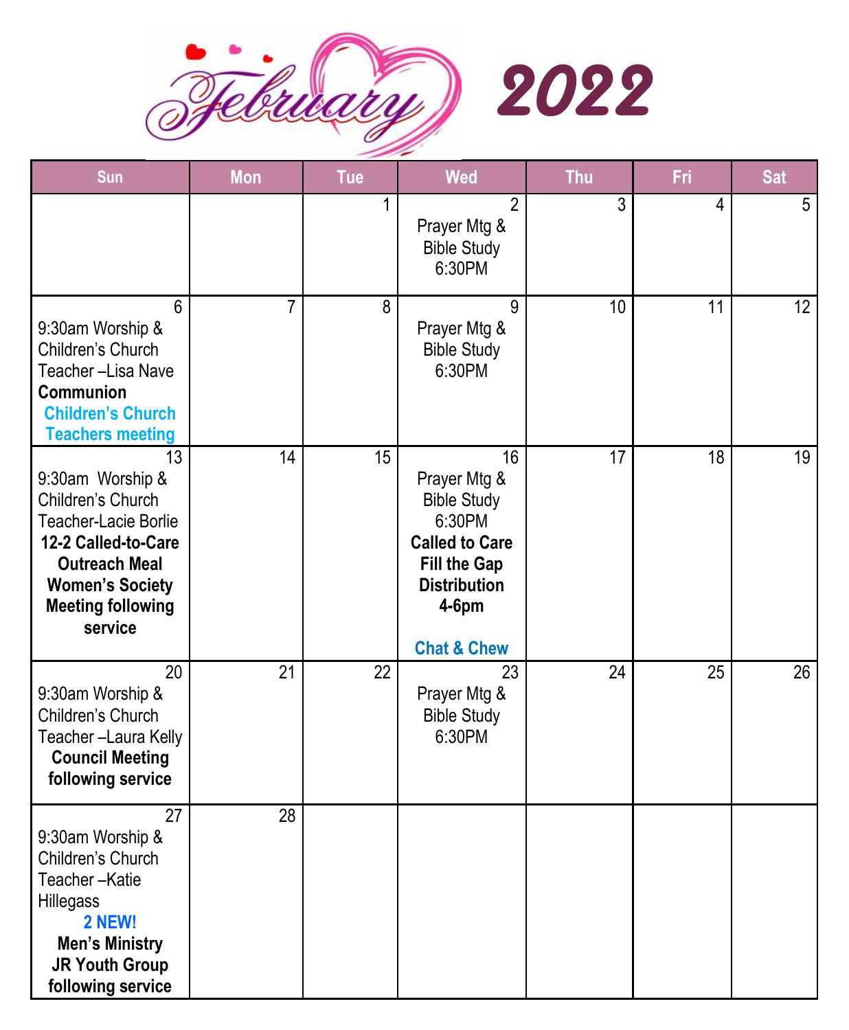# February 2022

| Sun | Mon | Tue | Wed | Thu | Fri | Sat |
|---|---|---|---|---|---|---|
| | | 1 | 2<br>Prayer Mtg & Bible Study 6:30PM | 3 | 4 | 5 |
| 6<br>9:30am Worship & Children's Church Teacher –Lisa Nave<br>**Communion**<br>**Children's Church Teachers meeting** | 7 | 8 | 9<br>Prayer Mtg & Bible Study 6:30PM | 10 | 11 | 12 |
| 13<br>9:30am Worship & Children's Church Teacher-Lacie Borlie<br>**12-2 Called-to-Care Outreach Meal**<br>**Women's Society Meeting following service** | 14 | 15 | 16<br>Prayer Mtg & Bible Study 6:30PM<br>**Called to Care Fill the Gap Distribution 4-6pm**<br>**Chat & Chew** | 17 | 18 | 19 |
| 20<br>9:30am Worship & Children's Church Teacher –Laura Kelly<br>**Council Meeting following service** | 21 | 22 | 23<br>Prayer Mtg & Bible Study 6:30PM | 24 | 25 | 26 |
| 27<br>9:30am Worship & Children's Church Teacher –Katie Hillegass<br>**2 NEW!**<br>**Men's Ministry**<br>**JR Youth Group following service** | 28 | | | | | |